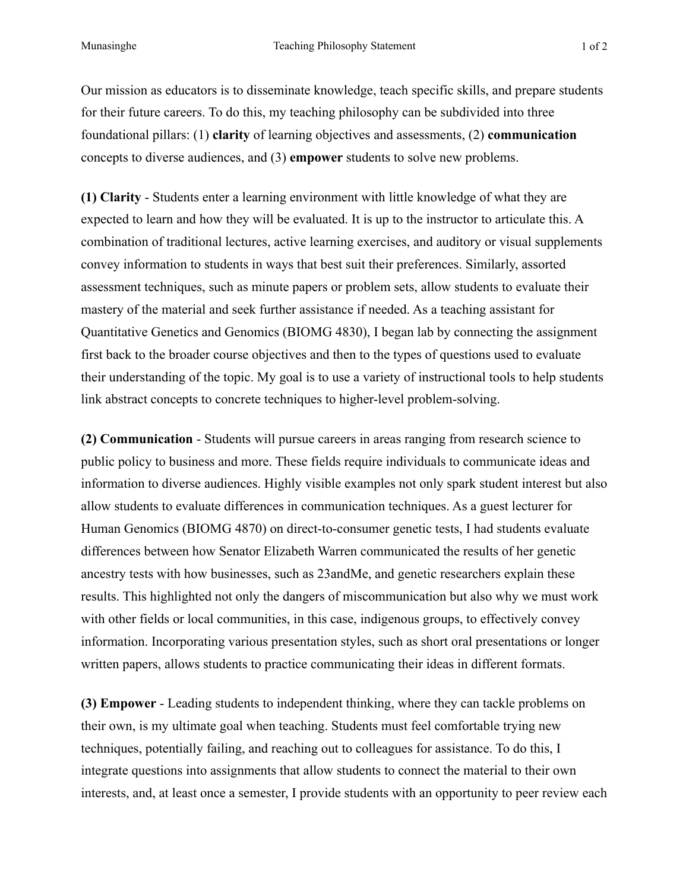Our mission as educators is to disseminate knowledge, teach specific skills, and prepare students for their future careers. To do this, my teaching philosophy can be subdivided into three foundational pillars: (1) **clarity** of learning objectives and assessments, (2) **communication** concepts to diverse audiences, and (3) **empower** students to solve new problems.

**(1) Clarity** - Students enter a learning environment with little knowledge of what they are expected to learn and how they will be evaluated. It is up to the instructor to articulate this. A combination of traditional lectures, active learning exercises, and auditory or visual supplements convey information to students in ways that best suit their preferences. Similarly, assorted assessment techniques, such as minute papers or problem sets, allow students to evaluate their mastery of the material and seek further assistance if needed. As a teaching assistant for Quantitative Genetics and Genomics (BIOMG 4830), I began lab by connecting the assignment first back to the broader course objectives and then to the types of questions used to evaluate their understanding of the topic. My goal is to use a variety of instructional tools to help students link abstract concepts to concrete techniques to higher-level problem-solving.

**(2) Communication** - Students will pursue careers in areas ranging from research science to public policy to business and more. These fields require individuals to communicate ideas and information to diverse audiences. Highly visible examples not only spark student interest but also allow students to evaluate differences in communication techniques. As a guest lecturer for Human Genomics (BIOMG 4870) on direct-to-consumer genetic tests, I had students evaluate differences between how Senator Elizabeth Warren communicated the results of her genetic ancestry tests with how businesses, such as 23andMe, and genetic researchers explain these results. This highlighted not only the dangers of miscommunication but also why we must work with other fields or local communities, in this case, indigenous groups, to effectively convey information. Incorporating various presentation styles, such as short oral presentations or longer written papers, allows students to practice communicating their ideas in different formats.

**(3) Empower** - Leading students to independent thinking, where they can tackle problems on their own, is my ultimate goal when teaching. Students must feel comfortable trying new techniques, potentially failing, and reaching out to colleagues for assistance. To do this, I integrate questions into assignments that allow students to connect the material to their own interests, and, at least once a semester, I provide students with an opportunity to peer review each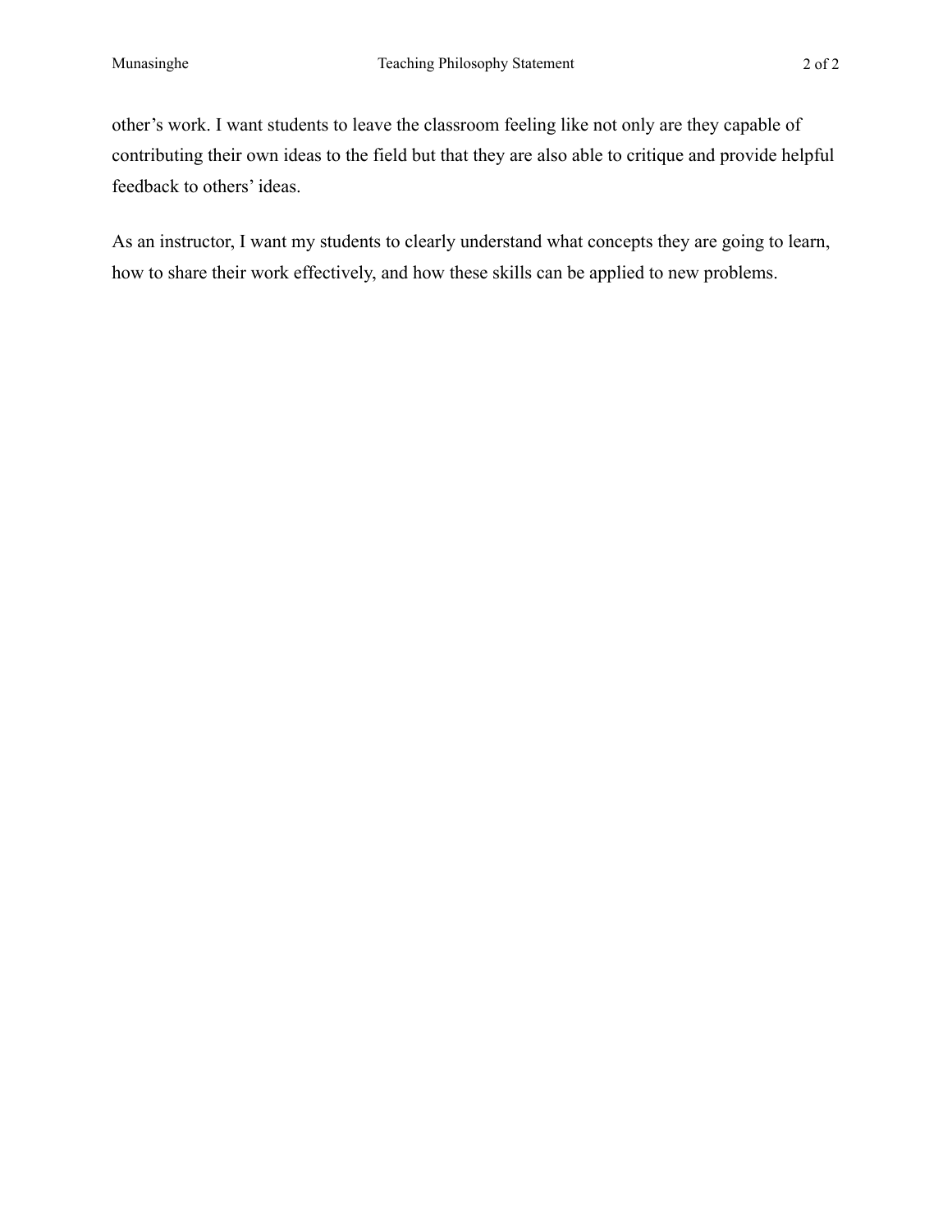other’s work. I want students to leave the classroom feeling like not only are they capable of contributing their own ideas to the field but that they are also able to critique and provide helpful feedback to others’ ideas.

As an instructor, I want my students to clearly understand what concepts they are going to learn, how to share their work effectively, and how these skills can be applied to new problems.